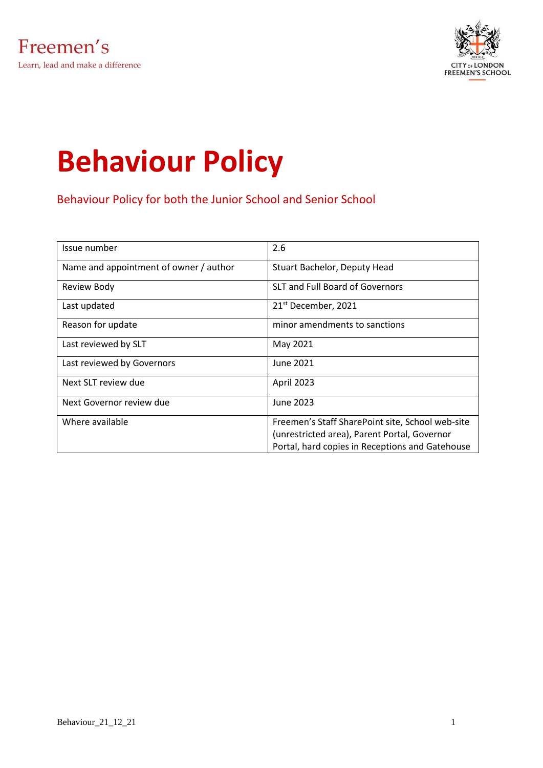Freemen's

Learn, lead and make a difference

CITY OF LONDON FREEMEN'S SCHOOL

# Behaviour Policy

Behaviour Policy for both the Junior School and Senior School

| Issue number | 2.6 |
|---|---|
| Name and appointment of owner / author | Stuart Bachelor, Deputy Head |
| Review Body | SLT and Full Board of Governors |
| Last updated | 21st December, 2021 |
| Reason for update | minor amendments to sanctions |
| Last reviewed by SLT | May 2021 |
| Last reviewed by Governors | June 2021 |
| Next SLT review due | April 2023 |
| Next Governor review due | June 2023 |
| Where available | Freemen's Staff SharePoint site, School web-site (unrestricted area), Parent Portal, Governor Portal, hard copies in Receptions and Gatehouse |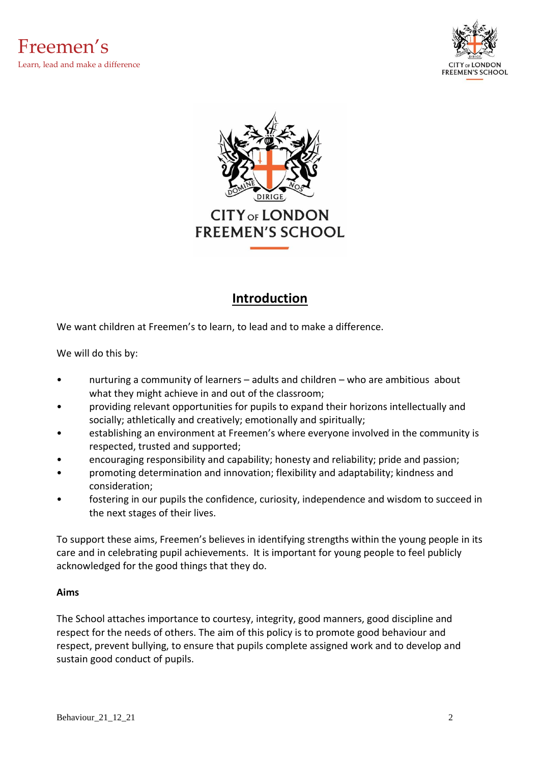## Introduction

We want children at Freemen's to learn, to lead and to make a difference.

We will do this by:

- nurturing a community of learners – adults and children – who are ambitious about what they might achieve in and out of the classroom;
- providing relevant opportunities for pupils to expand their horizons intellectually and socially; athletically and creatively; emotionally and spiritually;
- establishing an environment at Freemen's where everyone involved in the community is respected, trusted and supported;
- encouraging responsibility and capability; honesty and reliability; pride and passion;
- promoting determination and innovation; flexibility and adaptability; kindness and consideration;
- fostering in our pupils the confidence, curiosity, independence and wisdom to succeed in the next stages of their lives.

To support these aims, Freemen's believes in identifying strengths within the young people in its care and in celebrating pupil achievements. It is important for young people to feel publicly acknowledged for the good things that they do.

**Aims**

The School attaches importance to courtesy, integrity, good manners, good discipline and respect for the needs of others. The aim of this policy is to promote good behaviour and respect, prevent bullying, to ensure that pupils complete assigned work and to develop and sustain good conduct of pupils.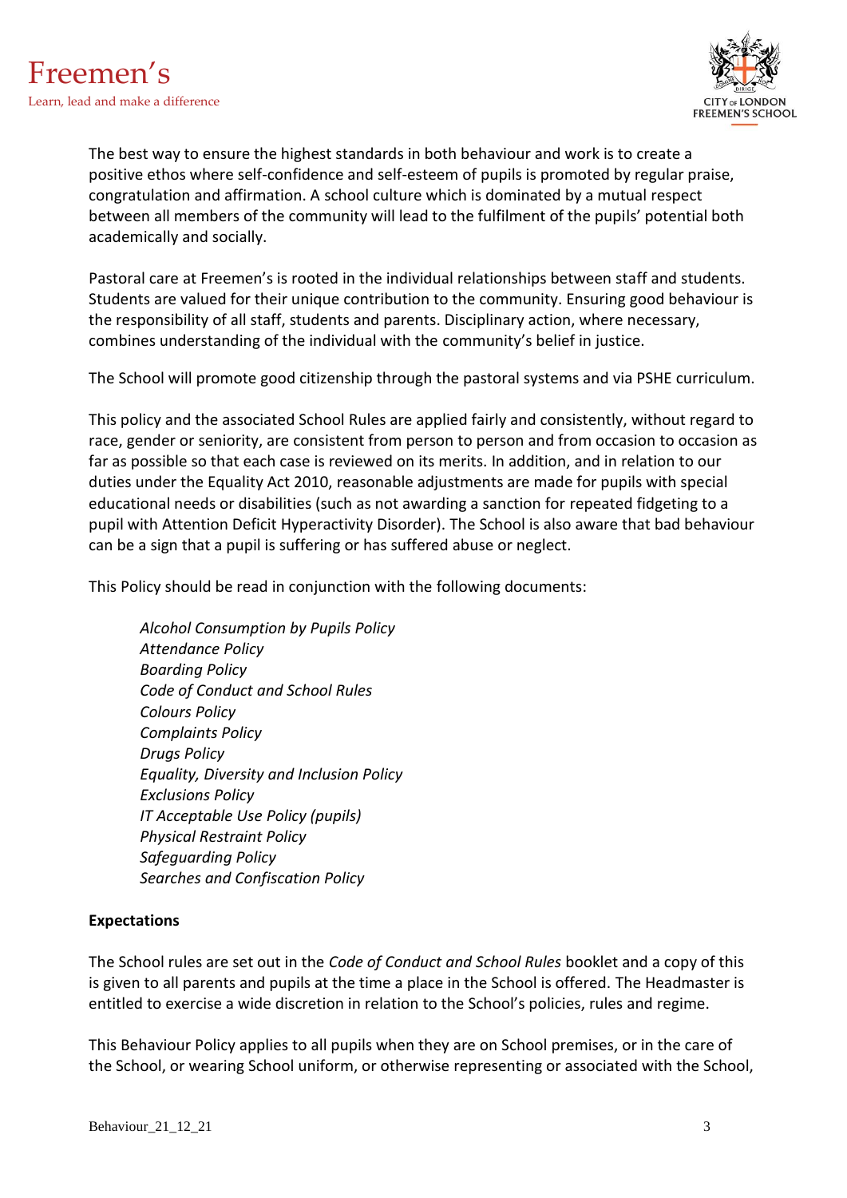The best way to ensure the highest standards in both behaviour and work is to create a positive ethos where self-confidence and self-esteem of pupils is promoted by regular praise, congratulation and affirmation. A school culture which is dominated by a mutual respect between all members of the community will lead to the fulfilment of the pupils' potential both academically and socially.

Pastoral care at Freemen's is rooted in the individual relationships between staff and students. Students are valued for their unique contribution to the community. Ensuring good behaviour is the responsibility of all staff, students and parents. Disciplinary action, where necessary, combines understanding of the individual with the community's belief in justice.

The School will promote good citizenship through the pastoral systems and via PSHE curriculum.

This policy and the associated School Rules are applied fairly and consistently, without regard to race, gender or seniority, are consistent from person to person and from occasion to occasion as far as possible so that each case is reviewed on its merits. In addition, and in relation to our duties under the Equality Act 2010, reasonable adjustments are made for pupils with special educational needs or disabilities (such as not awarding a sanction for repeated fidgeting to a pupil with Attention Deficit Hyperactivity Disorder). The School is also aware that bad behaviour can be a sign that a pupil is suffering or has suffered abuse or neglect.

This Policy should be read in conjunction with the following documents:

*Alcohol Consumption by Pupils Policy*
*Attendance Policy*
*Boarding Policy*
*Code of Conduct and School Rules*
*Colours Policy*
*Complaints Policy*
*Drugs Policy*
*Equality, Diversity and Inclusion Policy*
*Exclusions Policy*
*IT Acceptable Use Policy (pupils)*
*Physical Restraint Policy*
*Safeguarding Policy*
*Searches and Confiscation Policy*

**Expectations**

The School rules are set out in the *Code of Conduct and School Rules* booklet and a copy of this is given to all parents and pupils at the time a place in the School is offered. The Headmaster is entitled to exercise a wide discretion in relation to the School's policies, rules and regime.

This Behaviour Policy applies to all pupils when they are on School premises, or in the care of the School, or wearing School uniform, or otherwise representing or associated with the School,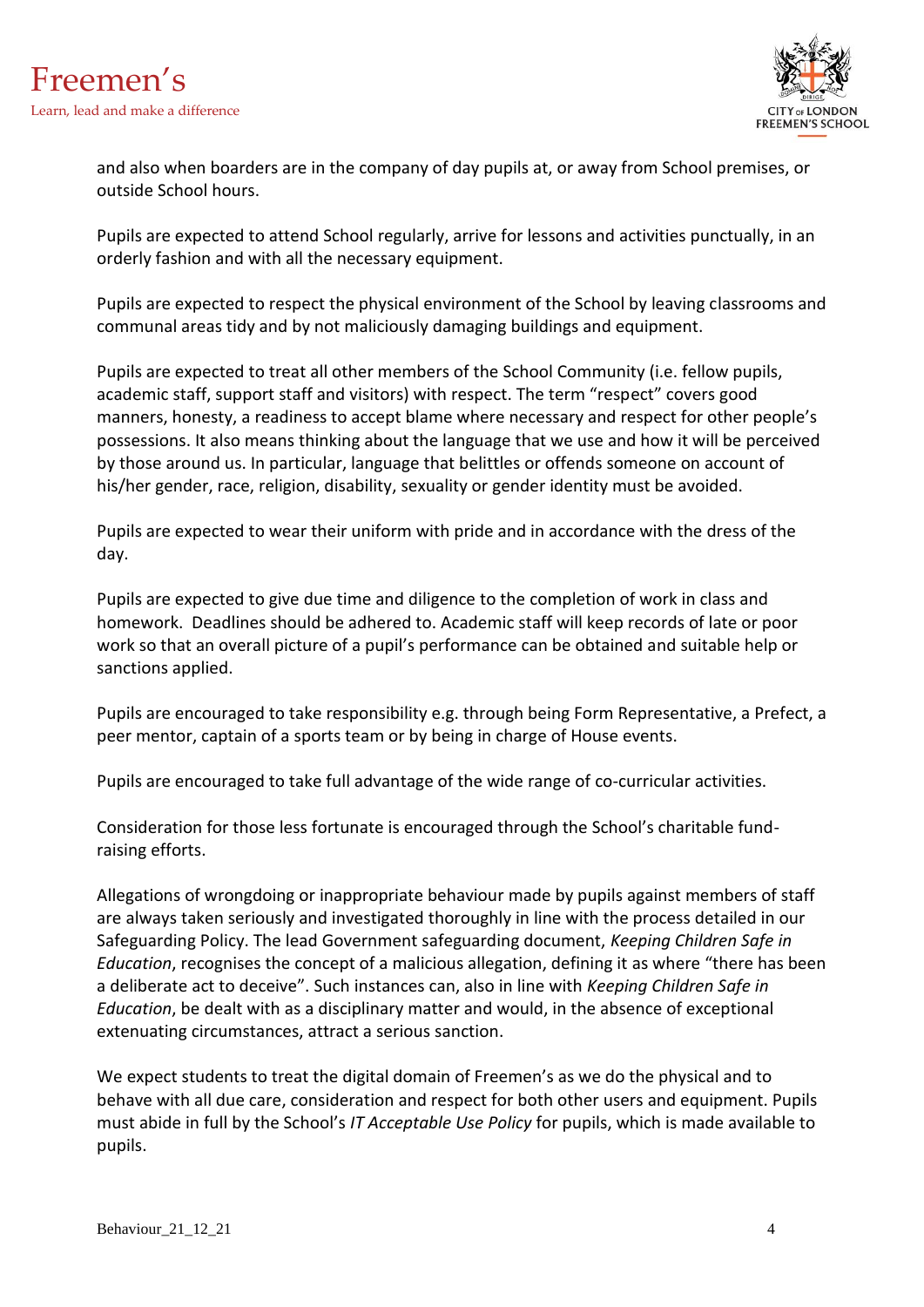and also when boarders are in the company of day pupils at, or away from School premises, or outside School hours.

Pupils are expected to attend School regularly, arrive for lessons and activities punctually, in an orderly fashion and with all the necessary equipment.

Pupils are expected to respect the physical environment of the School by leaving classrooms and communal areas tidy and by not maliciously damaging buildings and equipment.

Pupils are expected to treat all other members of the School Community (i.e. fellow pupils, academic staff, support staff and visitors) with respect. The term "respect" covers good manners, honesty, a readiness to accept blame where necessary and respect for other people's possessions. It also means thinking about the language that we use and how it will be perceived by those around us. In particular, language that belittles or offends someone on account of his/her gender, race, religion, disability, sexuality or gender identity must be avoided.

Pupils are expected to wear their uniform with pride and in accordance with the dress of the day.

Pupils are expected to give due time and diligence to the completion of work in class and homework. Deadlines should be adhered to. Academic staff will keep records of late or poor work so that an overall picture of a pupil's performance can be obtained and suitable help or sanctions applied.

Pupils are encouraged to take responsibility e.g. through being Form Representative, a Prefect, a peer mentor, captain of a sports team or by being in charge of House events.

Pupils are encouraged to take full advantage of the wide range of co-curricular activities.

Consideration for those less fortunate is encouraged through the School's charitable fund-raising efforts.

Allegations of wrongdoing or inappropriate behaviour made by pupils against members of staff are always taken seriously and investigated thoroughly in line with the process detailed in our Safeguarding Policy. The lead Government safeguarding document, *Keeping Children Safe in Education*, recognises the concept of a malicious allegation, defining it as where "there has been a deliberate act to deceive". Such instances can, also in line with *Keeping Children Safe in Education*, be dealt with as a disciplinary matter and would, in the absence of exceptional extenuating circumstances, attract a serious sanction.

We expect students to treat the digital domain of Freemen's as we do the physical and to behave with all due care, consideration and respect for both other users and equipment. Pupils must abide in full by the School's *IT Acceptable Use Policy* for pupils, which is made available to pupils.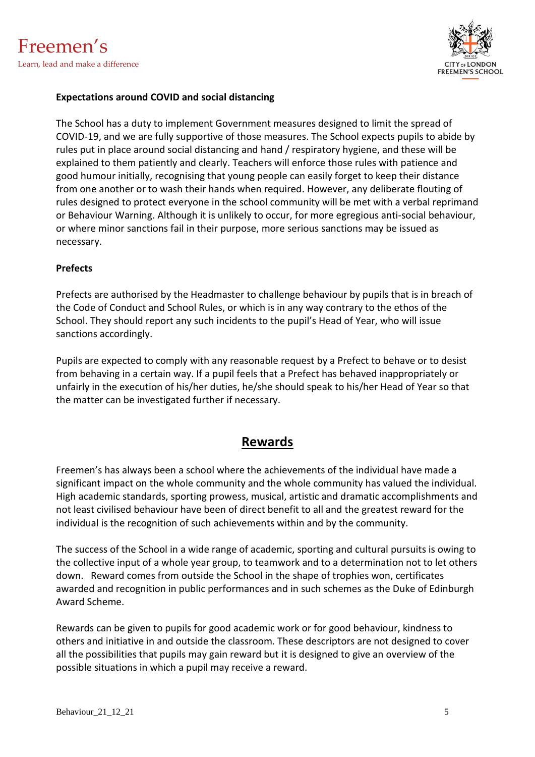**Expectations around COVID and social distancing**

The School has a duty to implement Government measures designed to limit the spread of COVID-19, and we are fully supportive of those measures. The School expects pupils to abide by rules put in place around social distancing and hand / respiratory hygiene, and these will be explained to them patiently and clearly. Teachers will enforce those rules with patience and good humour initially, recognising that young people can easily forget to keep their distance from one another or to wash their hands when required. However, any deliberate flouting of rules designed to protect everyone in the school community will be met with a verbal reprimand or Behaviour Warning. Although it is unlikely to occur, for more egregious anti-social behaviour, or where minor sanctions fail in their purpose, more serious sanctions may be issued as necessary.

**Prefects**

Prefects are authorised by the Headmaster to challenge behaviour by pupils that is in breach of the Code of Conduct and School Rules, or which is in any way contrary to the ethos of the School. They should report any such incidents to the pupil's Head of Year, who will issue sanctions accordingly.

Pupils are expected to comply with any reasonable request by a Prefect to behave or to desist from behaving in a certain way. If a pupil feels that a Prefect has behaved inappropriately or unfairly in the execution of his/her duties, he/she should speak to his/her Head of Year so that the matter can be investigated further if necessary.

## Rewards

Freemen's has always been a school where the achievements of the individual have made a significant impact on the whole community and the whole community has valued the individual. High academic standards, sporting prowess, musical, artistic and dramatic accomplishments and not least civilised behaviour have been of direct benefit to all and the greatest reward for the individual is the recognition of such achievements within and by the community.

The success of the School in a wide range of academic, sporting and cultural pursuits is owing to the collective input of a whole year group, to teamwork and to a determination not to let others down. Reward comes from outside the School in the shape of trophies won, certificates awarded and recognition in public performances and in such schemes as the Duke of Edinburgh Award Scheme.

Rewards can be given to pupils for good academic work or for good behaviour, kindness to others and initiative in and outside the classroom. These descriptors are not designed to cover all the possibilities that pupils may gain reward but it is designed to give an overview of the possible situations in which a pupil may receive a reward.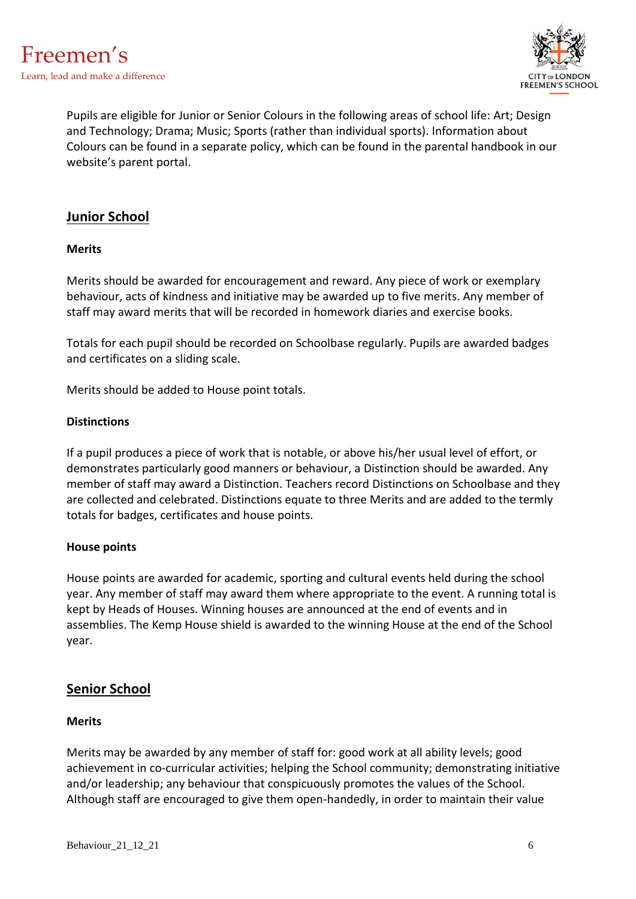Pupils are eligible for Junior or Senior Colours in the following areas of school life: Art; Design and Technology; Drama; Music; Sports (rather than individual sports). Information about Colours can be found in a separate policy, which can be found in the parental handbook in our website's parent portal.

## Junior School

### Merits

Merits should be awarded for encouragement and reward. Any piece of work or exemplary behaviour, acts of kindness and initiative may be awarded up to five merits. Any member of staff may award merits that will be recorded in homework diaries and exercise books.

Totals for each pupil should be recorded on Schoolbase regularly. Pupils are awarded badges and certificates on a sliding scale.

Merits should be added to House point totals.

### Distinctions

If a pupil produces a piece of work that is notable, or above his/her usual level of effort, or demonstrates particularly good manners or behaviour, a Distinction should be awarded. Any member of staff may award a Distinction. Teachers record Distinctions on Schoolbase and they are collected and celebrated. Distinctions equate to three Merits and are added to the termly totals for badges, certificates and house points.

### House points

House points are awarded for academic, sporting and cultural events held during the school year. Any member of staff may award them where appropriate to the event. A running total is kept by Heads of Houses. Winning houses are announced at the end of events and in assemblies. The Kemp House shield is awarded to the winning House at the end of the School year.

## Senior School

### Merits

Merits may be awarded by any member of staff for: good work at all ability levels; good achievement in co-curricular activities; helping the School community; demonstrating initiative and/or leadership; any behaviour that conspicuously promotes the values of the School. Although staff are encouraged to give them open-handedly, in order to maintain their value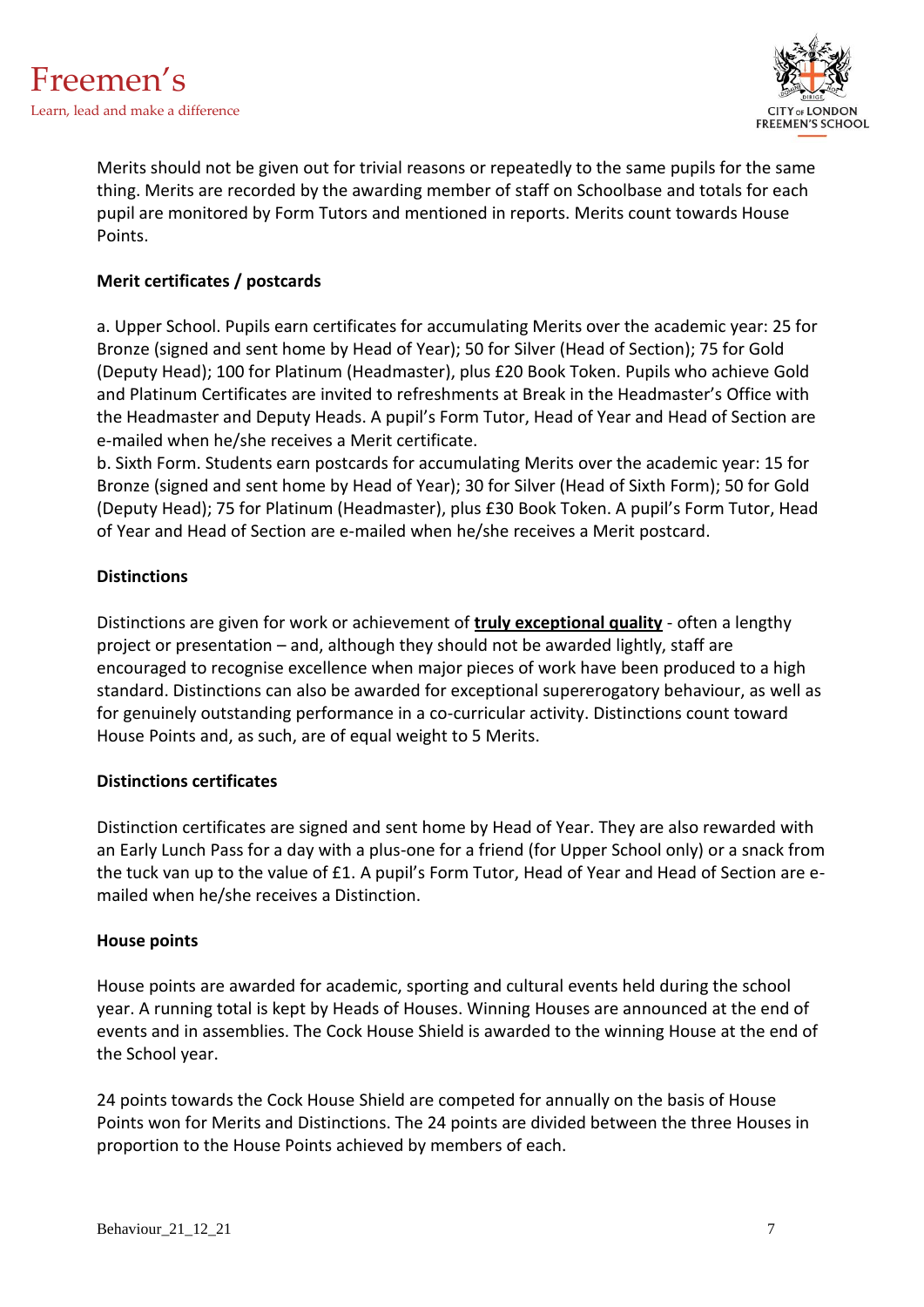Merits should not be given out for trivial reasons or repeatedly to the same pupils for the same thing. Merits are recorded by the awarding member of staff on Schoolbase and totals for each pupil are monitored by Form Tutors and mentioned in reports. Merits count towards House Points.

**Merit certificates / postcards**

a. Upper School. Pupils earn certificates for accumulating Merits over the academic year: 25 for Bronze (signed and sent home by Head of Year); 50 for Silver (Head of Section); 75 for Gold (Deputy Head); 100 for Platinum (Headmaster), plus £20 Book Token. Pupils who achieve Gold and Platinum Certificates are invited to refreshments at Break in the Headmaster's Office with the Headmaster and Deputy Heads. A pupil's Form Tutor, Head of Year and Head of Section are e-mailed when he/she receives a Merit certificate.
b. Sixth Form. Students earn postcards for accumulating Merits over the academic year: 15 for Bronze (signed and sent home by Head of Year); 30 for Silver (Head of Sixth Form); 50 for Gold (Deputy Head); 75 for Platinum (Headmaster), plus £30 Book Token. A pupil's Form Tutor, Head of Year and Head of Section are e-mailed when he/she receives a Merit postcard.

**Distinctions**

Distinctions are given for work or achievement of **truly exceptional quality** - often a lengthy project or presentation – and, although they should not be awarded lightly, staff are encouraged to recognise excellence when major pieces of work have been produced to a high standard. Distinctions can also be awarded for exceptional supererogatory behaviour, as well as for genuinely outstanding performance in a co-curricular activity. Distinctions count toward House Points and, as such, are of equal weight to 5 Merits.

**Distinctions certificates**

Distinction certificates are signed and sent home by Head of Year. They are also rewarded with an Early Lunch Pass for a day with a plus-one for a friend (for Upper School only) or a snack from the tuck van up to the value of £1. A pupil's Form Tutor, Head of Year and Head of Section are e-mailed when he/she receives a Distinction.

**House points**

House points are awarded for academic, sporting and cultural events held during the school year. A running total is kept by Heads of Houses. Winning Houses are announced at the end of events and in assemblies. The Cock House Shield is awarded to the winning House at the end of the School year.

24 points towards the Cock House Shield are competed for annually on the basis of House Points won for Merits and Distinctions. The 24 points are divided between the three Houses in proportion to the House Points achieved by members of each.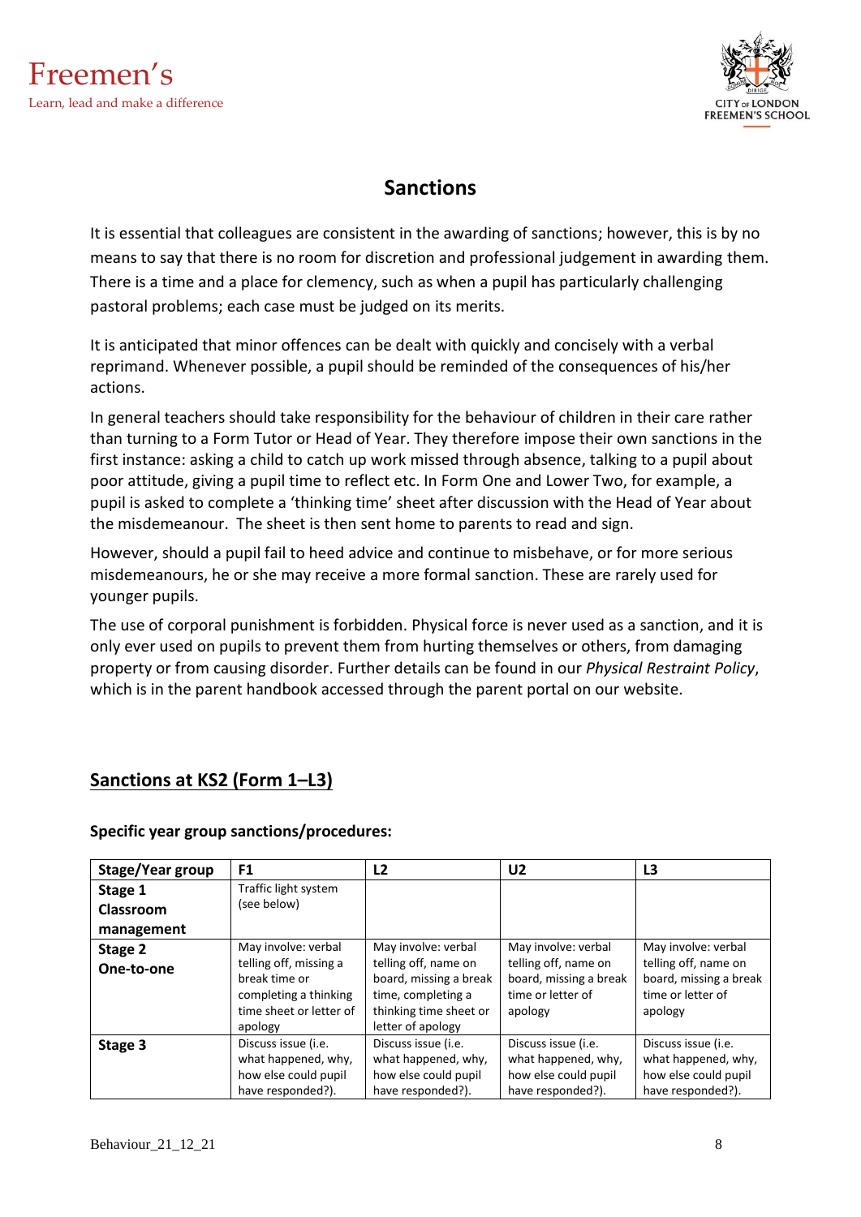# Sanctions

It is essential that colleagues are consistent in the awarding of sanctions; however, this is by no means to say that there is no room for discretion and professional judgement in awarding them. There is a time and a place for clemency, such as when a pupil has particularly challenging pastoral problems; each case must be judged on its merits.

It is anticipated that minor offences can be dealt with quickly and concisely with a verbal reprimand. Whenever possible, a pupil should be reminded of the consequences of his/her actions.

In general teachers should take responsibility for the behaviour of children in their care rather than turning to a Form Tutor or Head of Year. They therefore impose their own sanctions in the first instance: asking a child to catch up work missed through absence, talking to a pupil about poor attitude, giving a pupil time to reflect etc. In Form One and Lower Two, for example, a pupil is asked to complete a 'thinking time' sheet after discussion with the Head of Year about the misdemeanour. The sheet is then sent home to parents to read and sign.

However, should a pupil fail to heed advice and continue to misbehave, or for more serious misdemeanours, he or she may receive a more formal sanction. These are rarely used for younger pupils.

The use of corporal punishment is forbidden. Physical force is never used as a sanction, and it is only ever used on pupils to prevent them from hurting themselves or others, from damaging property or from causing disorder. Further details can be found in our *Physical Restraint Policy*, which is in the parent handbook accessed through the parent portal on our website.

## Sanctions at KS2 (Form 1–L3)

**Specific year group sanctions/procedures:**

| Stage/Year group | F1 | L2 | U2 | L3 |
|---|---|---|---|---|
| **Stage 1 Classroom management** | Traffic light system (see below) | | | |
| **Stage 2 One-to-one** | May involve: verbal telling off, missing a break time or completing a thinking time sheet or letter of apology | May involve: verbal telling off, name on board, missing a break time, completing a thinking time sheet or letter of apology | May involve: verbal telling off, name on board, missing a break time or letter of apology | May involve: verbal telling off, name on board, missing a break time or letter of apology |
| **Stage 3** | Discuss issue (i.e. what happened, why, how else could pupil have responded?). | Discuss issue (i.e. what happened, why, how else could pupil have responded?). | Discuss issue (i.e. what happened, why, how else could pupil have responded?). | Discuss issue (i.e. what happened, why, how else could pupil have responded?). |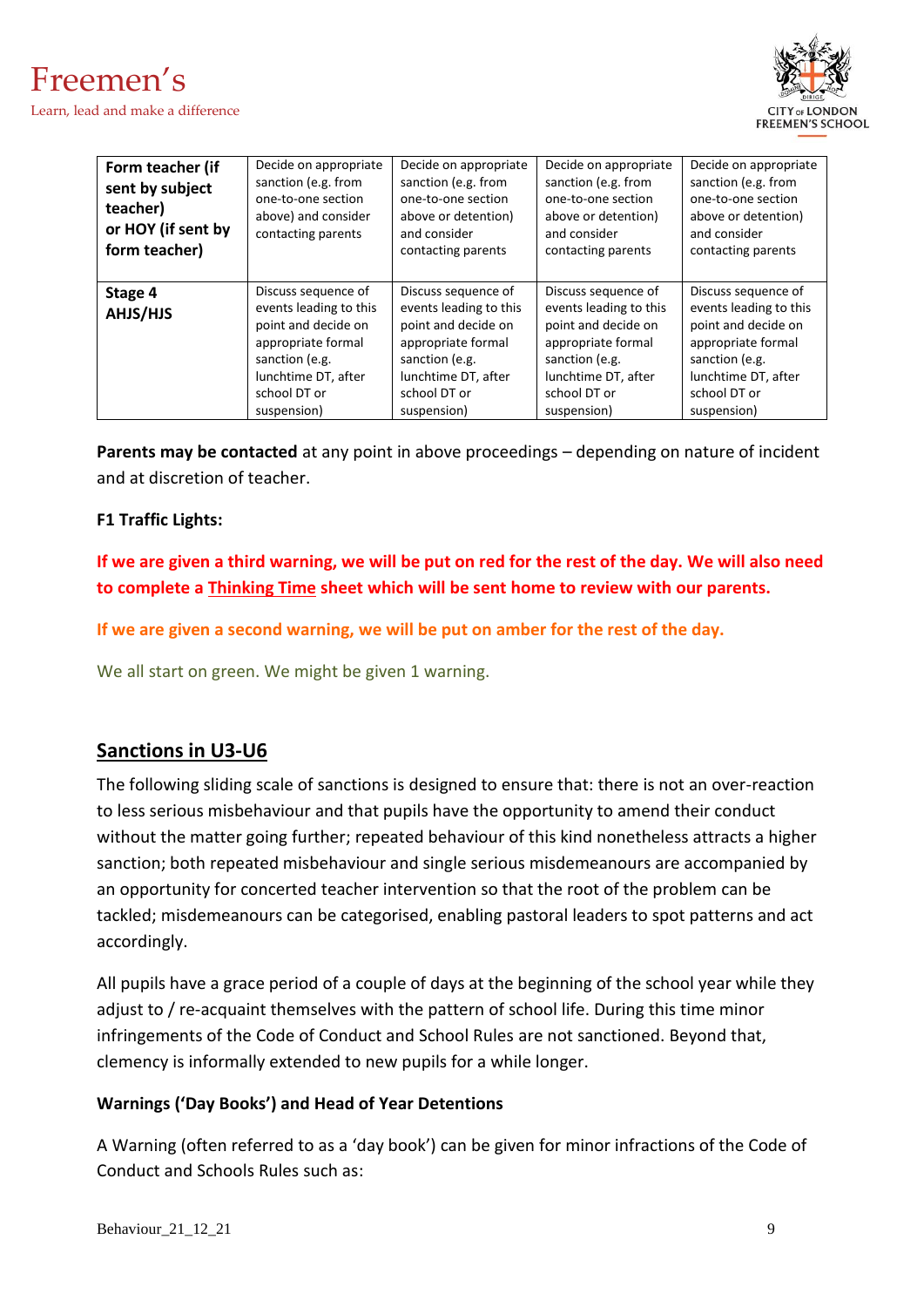| **Form teacher (if sent by subject teacher) or HOY (if sent by form teacher)** | Decide on appropriate sanction (e.g. from one-to-one section above) and consider contacting parents | Decide on appropriate sanction (e.g. from one-to-one section above or detention) and consider contacting parents | Decide on appropriate sanction (e.g. from one-to-one section above or detention) and consider contacting parents | Decide on appropriate sanction (e.g. from one-to-one section above or detention) and consider contacting parents |
|---|---|---|---|---|
| **Stage 4 AHJS/HJS** | Discuss sequence of events leading to this point and decide on appropriate formal sanction (e.g. lunchtime DT, after school DT or suspension) | Discuss sequence of events leading to this point and decide on appropriate formal sanction (e.g. lunchtime DT, after school DT or suspension) | Discuss sequence of events leading to this point and decide on appropriate formal sanction (e.g. lunchtime DT, after school DT or suspension) | Discuss sequence of events leading to this point and decide on appropriate formal sanction (e.g. lunchtime DT, after school DT or suspension) |

**Parents may be contacted** at any point in above proceedings – depending on nature of incident and at discretion of teacher.

**F1 Traffic Lights:**

**If we are given a third warning, we will be put on red for the rest of the day. We will also need to complete a Thinking Time sheet which will be sent home to review with our parents.**

**If we are given a second warning, we will be put on amber for the rest of the day.**

We all start on green. We might be given 1 warning.

## Sanctions in U3-U6

The following sliding scale of sanctions is designed to ensure that: there is not an over-reaction to less serious misbehaviour and that pupils have the opportunity to amend their conduct without the matter going further; repeated behaviour of this kind nonetheless attracts a higher sanction; both repeated misbehaviour and single serious misdemeanours are accompanied by an opportunity for concerted teacher intervention so that the root of the problem can be tackled; misdemeanours can be categorised, enabling pastoral leaders to spot patterns and act accordingly.

All pupils have a grace period of a couple of days at the beginning of the school year while they adjust to / re-acquaint themselves with the pattern of school life. During this time minor infringements of the Code of Conduct and School Rules are not sanctioned. Beyond that, clemency is informally extended to new pupils for a while longer.

### Warnings ('Day Books') and Head of Year Detentions

A Warning (often referred to as a 'day book') can be given for minor infractions of the Code of Conduct and Schools Rules such as: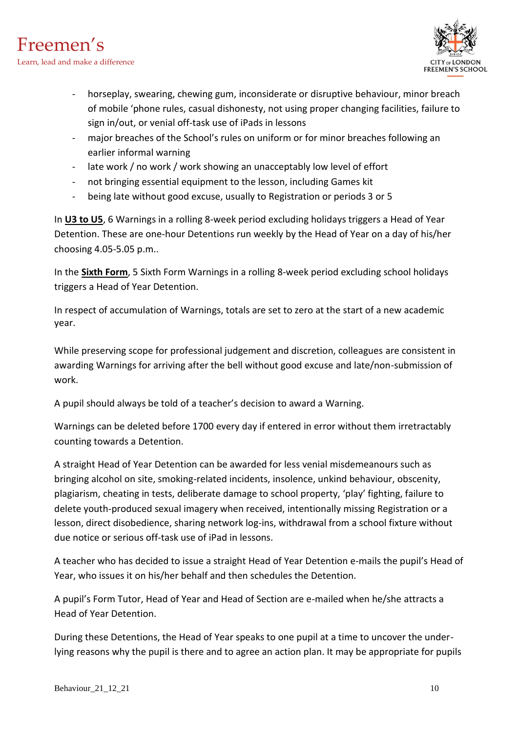- horseplay, swearing, chewing gum, inconsiderate or disruptive behaviour, minor breach of mobile 'phone rules, casual dishonesty, not using proper changing facilities, failure to sign in/out, or venial off-task use of iPads in lessons
- major breaches of the School's rules on uniform or for minor breaches following an earlier informal warning
- late work / no work / work showing an unacceptably low level of effort
- not bringing essential equipment to the lesson, including Games kit
- being late without good excuse, usually to Registration or periods 3 or 5

In **U3 to U5**, 6 Warnings in a rolling 8-week period excluding holidays triggers a Head of Year Detention. These are one-hour Detentions run weekly by the Head of Year on a day of his/her choosing 4.05-5.05 p.m..

In the **Sixth Form**, 5 Sixth Form Warnings in a rolling 8-week period excluding school holidays triggers a Head of Year Detention.

In respect of accumulation of Warnings, totals are set to zero at the start of a new academic year.

While preserving scope for professional judgement and discretion, colleagues are consistent in awarding Warnings for arriving after the bell without good excuse and late/non-submission of work.

A pupil should always be told of a teacher's decision to award a Warning.

Warnings can be deleted before 1700 every day if entered in error without them irretractably counting towards a Detention.

A straight Head of Year Detention can be awarded for less venial misdemeanours such as bringing alcohol on site, smoking-related incidents, insolence, unkind behaviour, obscenity, plagiarism, cheating in tests, deliberate damage to school property, 'play' fighting, failure to delete youth-produced sexual imagery when received, intentionally missing Registration or a lesson, direct disobedience, sharing network log-ins, withdrawal from a school fixture without due notice or serious off-task use of iPad in lessons.

A teacher who has decided to issue a straight Head of Year Detention e-mails the pupil's Head of Year, who issues it on his/her behalf and then schedules the Detention.

A pupil's Form Tutor, Head of Year and Head of Section are e-mailed when he/she attracts a Head of Year Detention.

During these Detentions, the Head of Year speaks to one pupil at a time to uncover the under-lying reasons why the pupil is there and to agree an action plan. It may be appropriate for pupils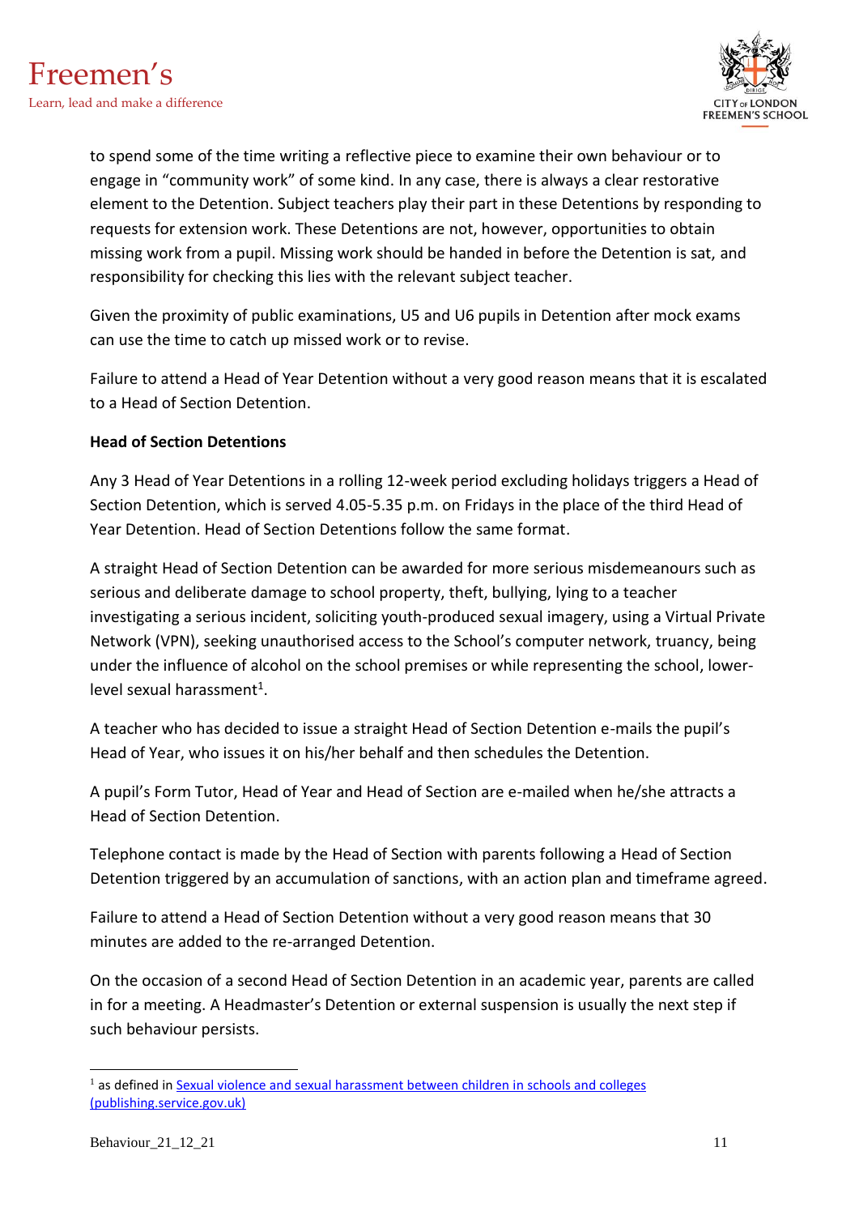to spend some of the time writing a reflective piece to examine their own behaviour or to engage in "community work" of some kind. In any case, there is always a clear restorative element to the Detention. Subject teachers play their part in these Detentions by responding to requests for extension work. These Detentions are not, however, opportunities to obtain missing work from a pupil. Missing work should be handed in before the Detention is sat, and responsibility for checking this lies with the relevant subject teacher.

Given the proximity of public examinations, U5 and U6 pupils in Detention after mock exams can use the time to catch up missed work or to revise.

Failure to attend a Head of Year Detention without a very good reason means that it is escalated to a Head of Section Detention.

**Head of Section Detentions**

Any 3 Head of Year Detentions in a rolling 12-week period excluding holidays triggers a Head of Section Detention, which is served 4.05-5.35 p.m. on Fridays in the place of the third Head of Year Detention. Head of Section Detentions follow the same format.

A straight Head of Section Detention can be awarded for more serious misdemeanours such as serious and deliberate damage to school property, theft, bullying, lying to a teacher investigating a serious incident, soliciting youth-produced sexual imagery, using a Virtual Private Network (VPN), seeking unauthorised access to the School's computer network, truancy, being under the influence of alcohol on the school premises or while representing the school, lower-level sexual harassment[1].

A teacher who has decided to issue a straight Head of Section Detention e-mails the pupil's Head of Year, who issues it on his/her behalf and then schedules the Detention.

A pupil's Form Tutor, Head of Year and Head of Section are e-mailed when he/she attracts a Head of Section Detention.

Telephone contact is made by the Head of Section with parents following a Head of Section Detention triggered by an accumulation of sanctions, with an action plan and timeframe agreed.

Failure to attend a Head of Section Detention without a very good reason means that 30 minutes are added to the re-arranged Detention.

On the occasion of a second Head of Section Detention in an academic year, parents are called in for a meeting. A Headmaster's Detention or external suspension is usually the next step if such behaviour persists.

---

[1] as defined in [Sexual violence and sexual harassment between children in schools and colleges (publishing.service.gov.uk)]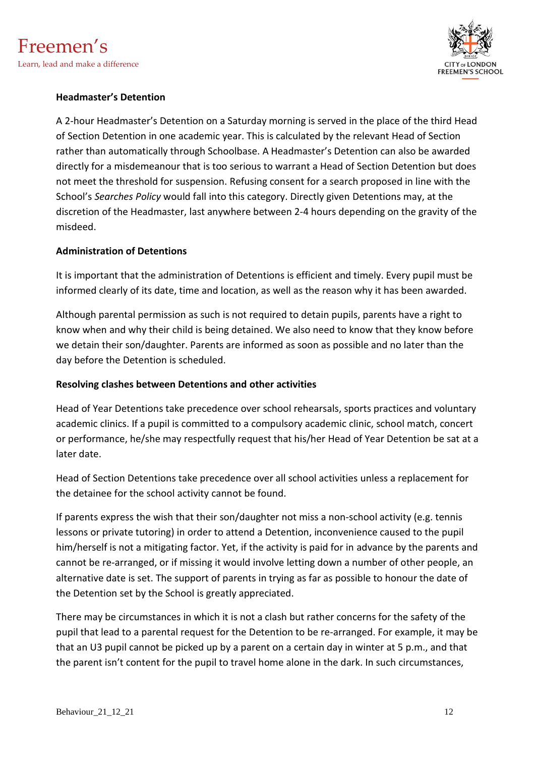**Headmaster's Detention**

A 2-hour Headmaster's Detention on a Saturday morning is served in the place of the third Head of Section Detention in one academic year. This is calculated by the relevant Head of Section rather than automatically through Schoolbase. A Headmaster's Detention can also be awarded directly for a misdemeanour that is too serious to warrant a Head of Section Detention but does not meet the threshold for suspension. Refusing consent for a search proposed in line with the School's *Searches Policy* would fall into this category. Directly given Detentions may, at the discretion of the Headmaster, last anywhere between 2-4 hours depending on the gravity of the misdeed.

**Administration of Detentions**

It is important that the administration of Detentions is efficient and timely. Every pupil must be informed clearly of its date, time and location, as well as the reason why it has been awarded.

Although parental permission as such is not required to detain pupils, parents have a right to know when and why their child is being detained. We also need to know that they know before we detain their son/daughter. Parents are informed as soon as possible and no later than the day before the Detention is scheduled.

**Resolving clashes between Detentions and other activities**

Head of Year Detentions take precedence over school rehearsals, sports practices and voluntary academic clinics. If a pupil is committed to a compulsory academic clinic, school match, concert or performance, he/she may respectfully request that his/her Head of Year Detention be sat at a later date.

Head of Section Detentions take precedence over all school activities unless a replacement for the detainee for the school activity cannot be found.

If parents express the wish that their son/daughter not miss a non-school activity (e.g. tennis lessons or private tutoring) in order to attend a Detention, inconvenience caused to the pupil him/herself is not a mitigating factor. Yet, if the activity is paid for in advance by the parents and cannot be re-arranged, or if missing it would involve letting down a number of other people, an alternative date is set. The support of parents in trying as far as possible to honour the date of the Detention set by the School is greatly appreciated.

There may be circumstances in which it is not a clash but rather concerns for the safety of the pupil that lead to a parental request for the Detention to be re-arranged. For example, it may be that an U3 pupil cannot be picked up by a parent on a certain day in winter at 5 p.m., and that the parent isn't content for the pupil to travel home alone in the dark. In such circumstances,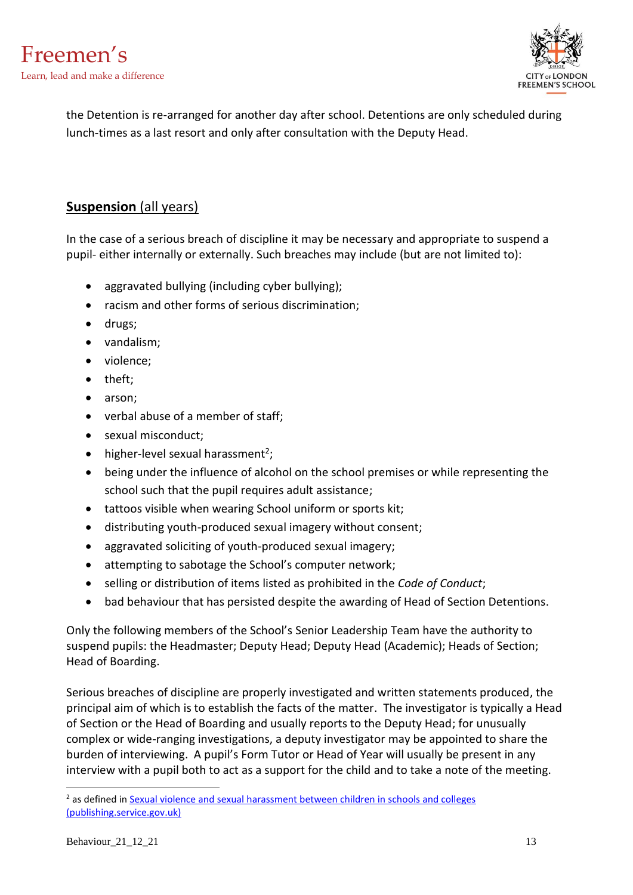the Detention is re-arranged for another day after school. Detentions are only scheduled during lunch-times as a last resort and only after consultation with the Deputy Head.

## **Suspension** (all years)

In the case of a serious breach of discipline it may be necessary and appropriate to suspend a pupil- either internally or externally. Such breaches may include (but are not limited to):

- aggravated bullying (including cyber bullying);
- racism and other forms of serious discrimination;
- drugs;
- vandalism;
- violence;
- theft;
- arson;
- verbal abuse of a member of staff;
- sexual misconduct;
- higher-level sexual harassment[2];
- being under the influence of alcohol on the school premises or while representing the school such that the pupil requires adult assistance;
- tattoos visible when wearing School uniform or sports kit;
- distributing youth-produced sexual imagery without consent;
- aggravated soliciting of youth-produced sexual imagery;
- attempting to sabotage the School's computer network;
- selling or distribution of items listed as prohibited in the *Code of Conduct*;
- bad behaviour that has persisted despite the awarding of Head of Section Detentions.

Only the following members of the School's Senior Leadership Team have the authority to suspend pupils: the Headmaster; Deputy Head; Deputy Head (Academic); Heads of Section; Head of Boarding.

Serious breaches of discipline are properly investigated and written statements produced, the principal aim of which is to establish the facts of the matter. The investigator is typically a Head of Section or the Head of Boarding and usually reports to the Deputy Head; for unusually complex or wide-ranging investigations, a deputy investigator may be appointed to share the burden of interviewing. A pupil's Form Tutor or Head of Year will usually be present in any interview with a pupil both to act as a support for the child and to take a note of the meeting.

---

[2] as defined in [Sexual violence and sexual harassment between children in schools and colleges (publishing.service.gov.uk)]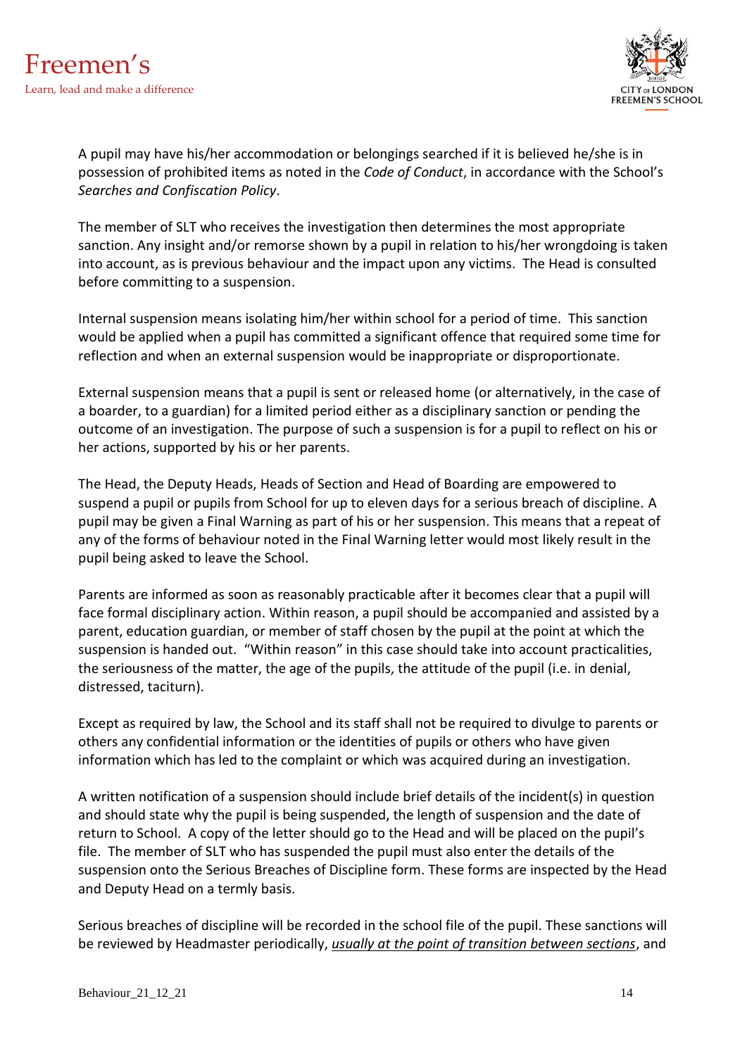A pupil may have his/her accommodation or belongings searched if it is believed he/she is in possession of prohibited items as noted in the *Code of Conduct*, in accordance with the School's *Searches and Confiscation Policy*.

The member of SLT who receives the investigation then determines the most appropriate sanction. Any insight and/or remorse shown by a pupil in relation to his/her wrongdoing is taken into account, as is previous behaviour and the impact upon any victims. The Head is consulted before committing to a suspension.

Internal suspension means isolating him/her within school for a period of time. This sanction would be applied when a pupil has committed a significant offence that required some time for reflection and when an external suspension would be inappropriate or disproportionate.

External suspension means that a pupil is sent or released home (or alternatively, in the case of a boarder, to a guardian) for a limited period either as a disciplinary sanction or pending the outcome of an investigation. The purpose of such a suspension is for a pupil to reflect on his or her actions, supported by his or her parents.

The Head, the Deputy Heads, Heads of Section and Head of Boarding are empowered to suspend a pupil or pupils from School for up to eleven days for a serious breach of discipline. A pupil may be given a Final Warning as part of his or her suspension. This means that a repeat of any of the forms of behaviour noted in the Final Warning letter would most likely result in the pupil being asked to leave the School.

Parents are informed as soon as reasonably practicable after it becomes clear that a pupil will face formal disciplinary action. Within reason, a pupil should be accompanied and assisted by a parent, education guardian, or member of staff chosen by the pupil at the point at which the suspension is handed out. "Within reason" in this case should take into account practicalities, the seriousness of the matter, the age of the pupils, the attitude of the pupil (i.e. in denial, distressed, taciturn).

Except as required by law, the School and its staff shall not be required to divulge to parents or others any confidential information or the identities of pupils or others who have given information which has led to the complaint or which was acquired during an investigation.

A written notification of a suspension should include brief details of the incident(s) in question and should state why the pupil is being suspended, the length of suspension and the date of return to School. A copy of the letter should go to the Head and will be placed on the pupil's file. The member of SLT who has suspended the pupil must also enter the details of the suspension onto the Serious Breaches of Discipline form. These forms are inspected by the Head and Deputy Head on a termly basis.

Serious breaches of discipline will be recorded in the school file of the pupil. These sanctions will be reviewed by Headmaster periodically, *usually at the point of transition between sections*, and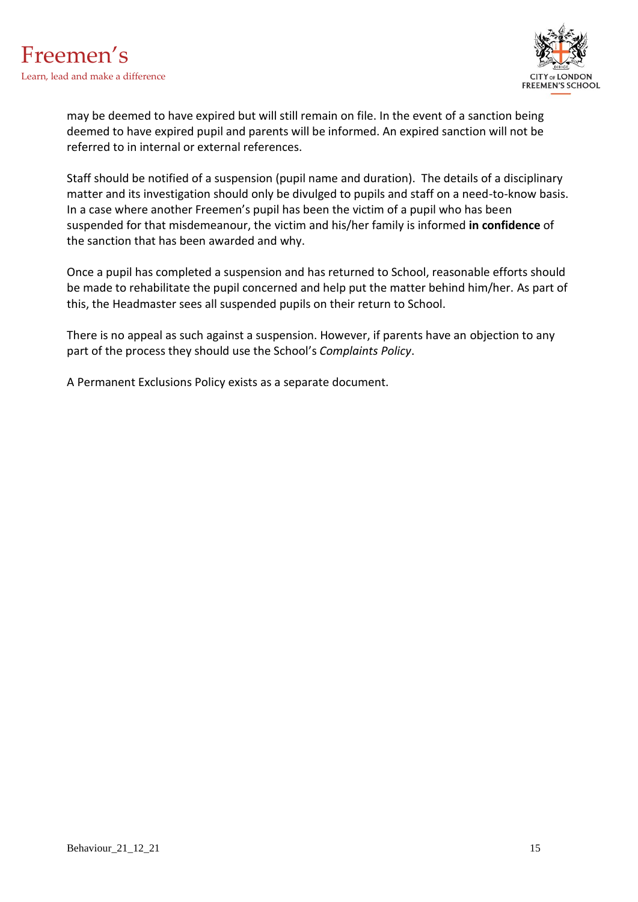may be deemed to have expired but will still remain on file. In the event of a sanction being deemed to have expired pupil and parents will be informed. An expired sanction will not be referred to in internal or external references.

Staff should be notified of a suspension (pupil name and duration). The details of a disciplinary matter and its investigation should only be divulged to pupils and staff on a need-to-know basis. In a case where another Freemen's pupil has been the victim of a pupil who has been suspended for that misdemeanour, the victim and his/her family is informed **in confidence** of the sanction that has been awarded and why.

Once a pupil has completed a suspension and has returned to School, reasonable efforts should be made to rehabilitate the pupil concerned and help put the matter behind him/her. As part of this, the Headmaster sees all suspended pupils on their return to School.

There is no appeal as such against a suspension. However, if parents have an objection to any part of the process they should use the School's *Complaints Policy*.

A Permanent Exclusions Policy exists as a separate document.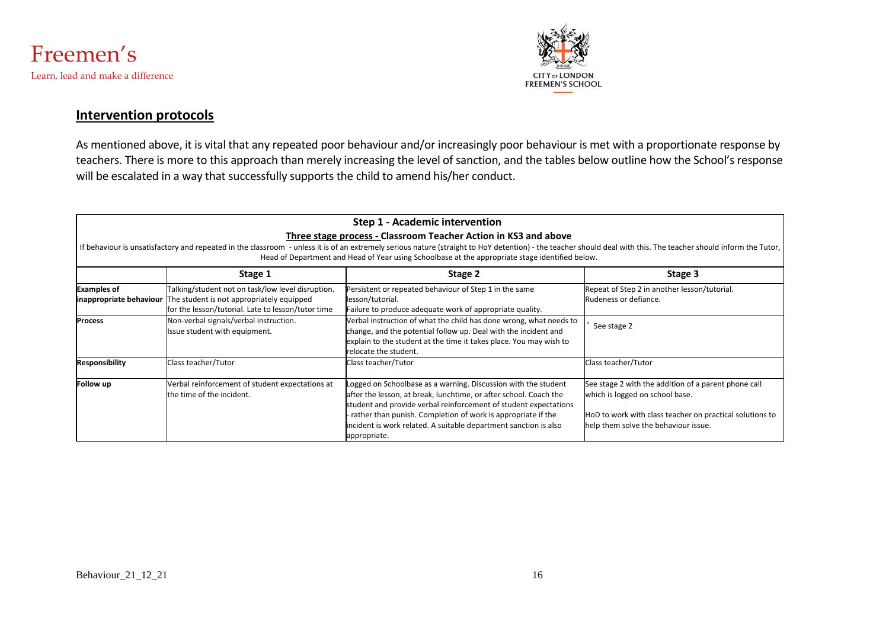## Intervention protocols

As mentioned above, it is vital that any repeated poor behaviour and/or increasingly poor behaviour is met with a proportionate response by teachers. There is more to this approach than merely increasing the level of sanction, and the tables below outline how the School's response will be escalated in a way that successfully supports the child to amend his/her conduct.

**Step 1 - Academic intervention**

**Three stage process - Classroom Teacher Action in KS3 and above**

If behaviour is unsatisfactory and repeated in the classroom - unless it is of an extremely serious nature (straight to HoY detention) - the teacher should deal with this. The teacher should inform the Tutor, Head of Department and Head of Year using Schoolbase at the appropriate stage identified below.

| | Stage 1 | Stage 2 | Stage 3 |
|---|---|---|---|
| **Examples of inappropriate behaviour** | Talking/student not on task/low level disruption. The student is not appropriately equipped for the lesson/tutorial. Late to lesson/tutor time | Persistent or repeated behaviour of Step 1 in the same lesson/tutorial. Failure to produce adequate work of appropriate quality. | Repeat of Step 2 in another lesson/tutorial. Rudeness or defiance. |
| **Process** | Non-verbal signals/verbal instruction. Issue student with equipment. | Verbal instruction of what the child has done wrong, what needs to change, and the potential follow up. Deal with the incident and explain to the student at the time it takes place. You may wish to relocate the student. | See stage 2 |
| **Responsibility** | Class teacher/Tutor | Class teacher/Tutor | Class teacher/Tutor |
| **Follow up** | Verbal reinforcement of student expectations at the time of the incident. | Logged on Schoolbase as a warning. Discussion with the student after the lesson, at break, lunchtime, or after school. Coach the student and provide verbal reinforcement of student expectations - rather than punish. Completion of work is appropriate if the incident is work related. A suitable department sanction is also appropriate. | See stage 2 with the addition of a parent phone call which is logged on school base.<br><br>HoD to work with class teacher on practical solutions to help them solve the behaviour issue. |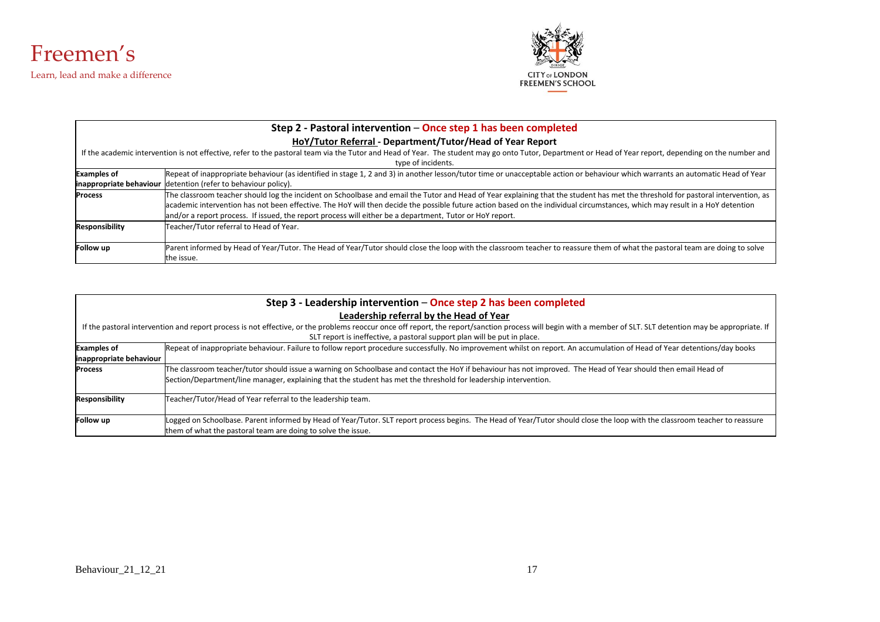| Step 2 - Pastoral intervention – Once step 1 has been completed | |
|---|---|
| **HoY/Tutor Referral - Department/Tutor/Head of Year Report** | |
| If the academic intervention is not effective, refer to the pastoral team via the Tutor and Head of Year. The student may go onto Tutor, Department or Head of Year report, depending on the number and type of incidents. | |
| **Examples of inappropriate behaviour** | Repeat of inappropriate behaviour (as identified in stage 1, 2 and 3) in another lesson/tutor time or unacceptable action or behaviour which warrants an automatic Head of Year detention (refer to behaviour policy). |
| **Process** | The classroom teacher should log the incident on Schoolbase and email the Tutor and Head of Year explaining that the student has met the threshold for pastoral intervention, as academic intervention has not been effective. The HoY will then decide the possible future action based on the individual circumstances, which may result in a HoY detention and/or a report process. If issued, the report process will either be a department, Tutor or HoY report. |
| **Responsibility** | Teacher/Tutor referral to Head of Year. |
| **Follow up** | Parent informed by Head of Year/Tutor. The Head of Year/Tutor should close the loop with the classroom teacher to reassure them of what the pastoral team are doing to solve the issue. |

| Step 3 - Leadership intervention – Once step 2 has been completed | |
|---|---|
| **Leadership referral by the Head of Year** | |
| If the pastoral intervention and report process is not effective, or the problems reoccur once off report, the report/sanction process will begin with a member of SLT. SLT detention may be appropriate. If SLT report is ineffective, a pastoral support plan will be put in place. | |
| **Examples of inappropriate behaviour** | Repeat of inappropriate behaviour. Failure to follow report procedure successfully. No improvement whilst on report. An accumulation of Head of Year detentions/day books |
| **Process** | The classroom teacher/tutor should issue a warning on Schoolbase and contact the HoY if behaviour has not improved. The Head of Year should then email Head of Section/Department/line manager, explaining that the student has met the threshold for leadership intervention. |
| **Responsibility** | Teacher/Tutor/Head of Year referral to the leadership team. |
| **Follow up** | Logged on Schoolbase. Parent informed by Head of Year/Tutor. SLT report process begins. The Head of Year/Tutor should close the loop with the classroom teacher to reassure them of what the pastoral team are doing to solve the issue. |